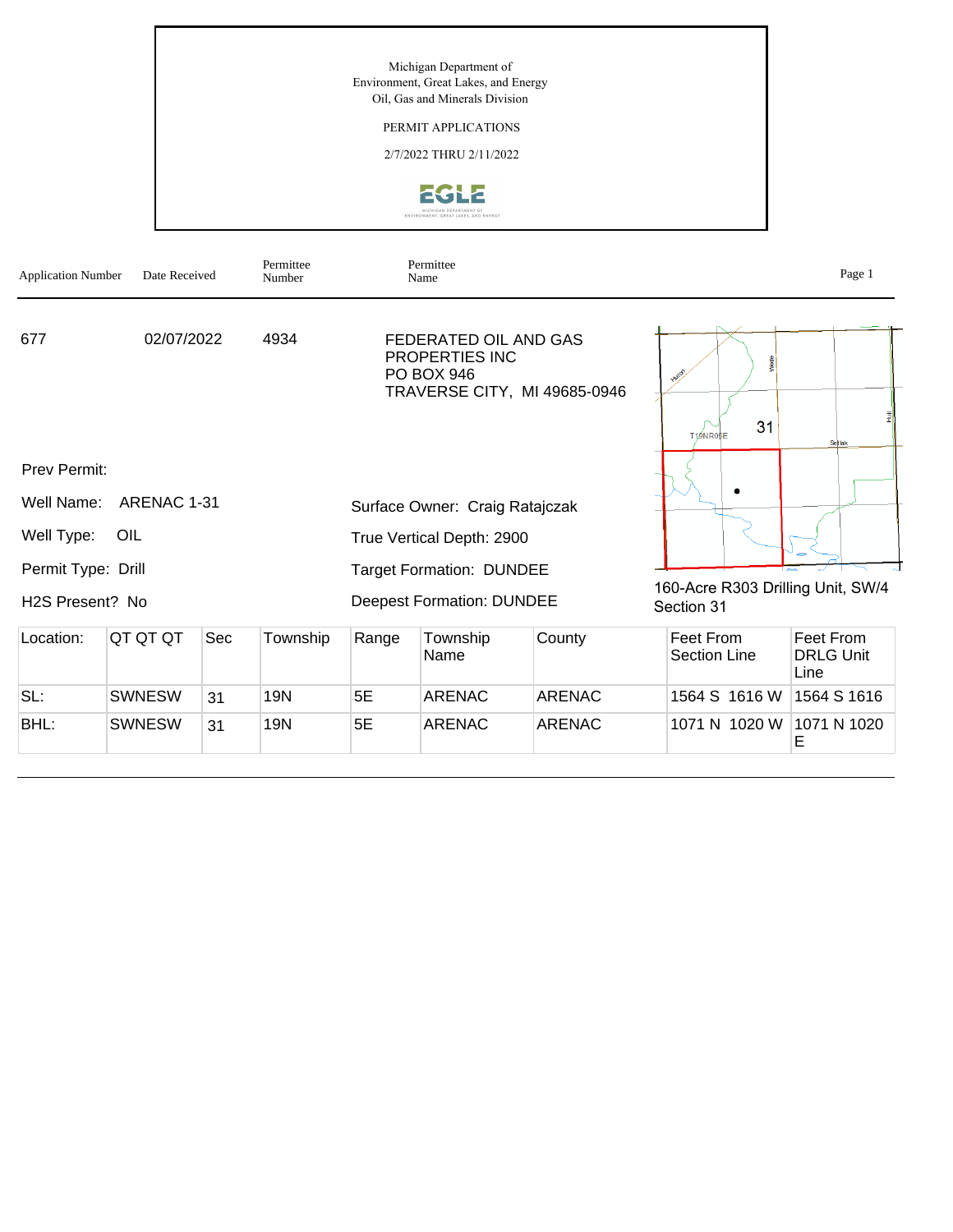Michigan Department of Environment, Great Lakes, and Energy
Oil, Gas and Minerals Division

PERMIT APPLICATIONS

2/7/2022 THRU 2/11/2022

| Application Number | Date Received | Permittee Number | Permittee Name |
|---|---|---|---|
| 677 | 02/07/2022 | 4934 | FEDERATED OIL AND GAS PROPERTIES INC<br>PO BOX 946<br>TRAVERSE CITY, MI 49685-0946 |

Prev Permit:

Well Name: ARENAC 1-31

Well Type: OIL

Permit Type: Drill

H2S Present? No

Surface Owner: Craig Ratajczak

True Vertical Depth: 2900

Target Formation: DUNDEE

Deepest Formation: DUNDEE

160-Acre R303 Drilling Unit, SW/4 Section 31

| Location: | QT QT QT | Sec | Township | Range | Township Name | County | Feet From Section Line | Feet From DRLG Unit Line |
|---|---|---|---|---|---|---|---|---|
| SL: | SWNESW | 31 | 19N | 5E | ARENAC | ARENAC | 1564 S 1616 W | 1564 S 1616 |
| BHL: | SWNESW | 31 | 19N | 5E | ARENAC | ARENAC | 1071 N 1020 W | 1071 N 1020 E |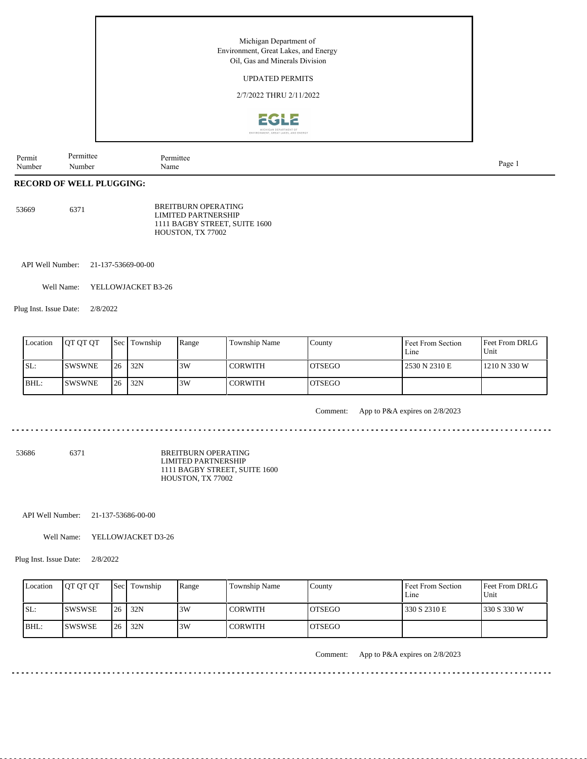Michigan Department of
Environment, Great Lakes, and Energy
Oil, Gas and Minerals Division

UPDATED PERMITS

2/7/2022 THRU 2/11/2022

| Permit Number | Permittee Number | Permittee Name |
|---|---|---|

## RECORD OF WELL PLUGGING:

53669 6371 BREITBURN OPERATING LIMITED PARTNERSHIP
1111 BAGBY STREET, SUITE 1600
HOUSTON, TX 77002

API Well Number: 21-137-53669-00-00

Well Name: YELLOWJACKET B3-26

Plug Inst. Issue Date: 2/8/2022

| Location | QT QT QT | Sec | Township | Range | Township Name | County | Feet From Section Line | Feet From DRLG Unit |
|---|---|---|---|---|---|---|---|---|
| SL: | SWSWNE | 26 | 32N | 3W | CORWITH | OTSEGO | 2530 N 2310 E | 1210 N 330 W |
| BHL: | SWSWNE | 26 | 32N | 3W | CORWITH | OTSEGO | | |

Comment: App to P&A expires on 2/8/2023

---

53686 6371 BREITBURN OPERATING LIMITED PARTNERSHIP
1111 BAGBY STREET, SUITE 1600
HOUSTON, TX 77002

API Well Number: 21-137-53686-00-00

Well Name: YELLOWJACKET D3-26

Plug Inst. Issue Date: 2/8/2022

| Location | QT QT QT | Sec | Township | Range | Township Name | County | Feet From Section Line | Feet From DRLG Unit |
|---|---|---|---|---|---|---|---|---|
| SL: | SWSWSE | 26 | 32N | 3W | CORWITH | OTSEGO | 330 S 2310 E | 330 S 330 W |
| BHL: | SWSWSE | 26 | 32N | 3W | CORWITH | OTSEGO | | |

Comment: App to P&A expires on 2/8/2023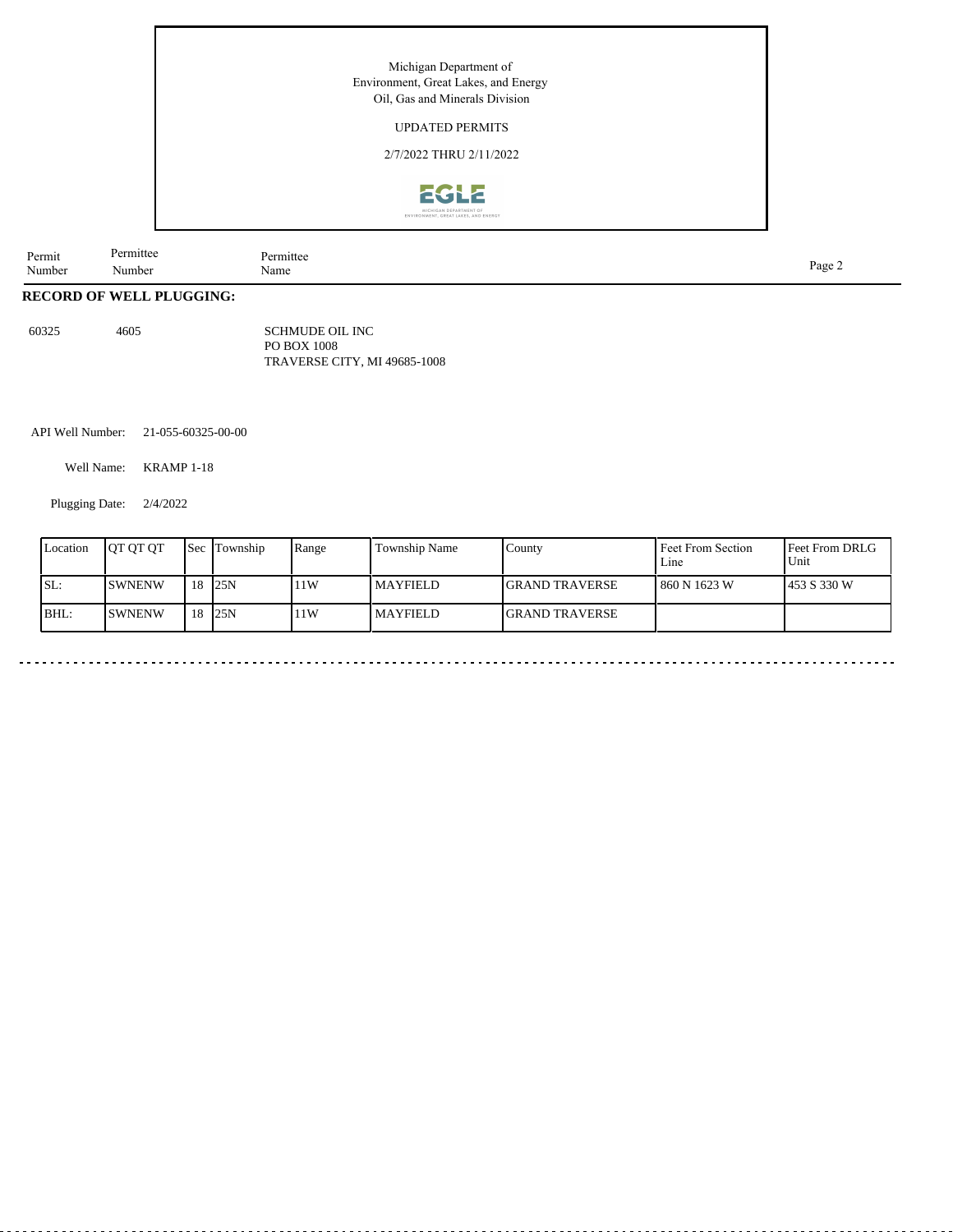Michigan Department of
Environment, Great Lakes, and Energy
Oil, Gas and Minerals Division

UPDATED PERMITS

2/7/2022 THRU 2/11/2022

| Permit Number | Permittee Number | Permittee Name |
|---|---|---|

## RECORD OF WELL PLUGGING:

60325 4605 SCHMUDE OIL INC
PO BOX 1008
TRAVERSE CITY, MI 49685-1008

API Well Number: 21-055-60325-00-00

Well Name: KRAMP 1-18

Plugging Date: 2/4/2022

| Location | QT QT QT | Sec | Township | Range | Township Name | County | Feet From Section Line | Feet From DRLG Unit |
|---|---|---|---|---|---|---|---|---|
| SL: | SWNENW | 18 | 25N | 11W | MAYFIELD | GRAND TRAVERSE | 860 N 1623 W | 453 S 330 W |
| BHL: | SWNENW | 18 | 25N | 11W | MAYFIELD | GRAND TRAVERSE | | |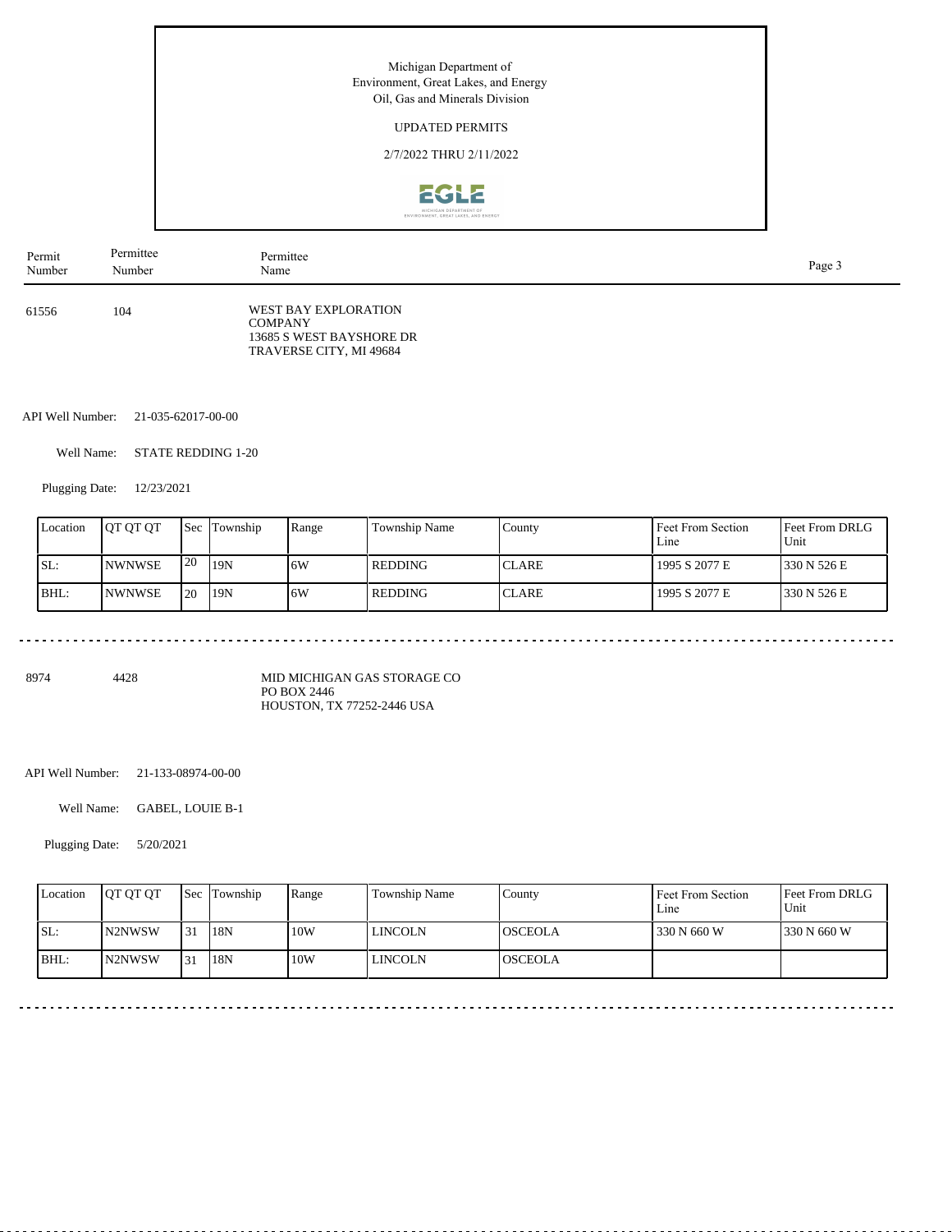Michigan Department of
Environment, Great Lakes, and Energy
Oil, Gas and Minerals Division

UPDATED PERMITS

2/7/2022 THRU 2/11/2022

| Permit Number | Permittee Number | Permittee Name |
|---|---|---|
| 61556 | 104 | WEST BAY EXPLORATION COMPANY<br>13685 S WEST BAYSHORE DR<br>TRAVERSE CITY, MI 49684 |

API Well Number: 21-035-62017-00-00

Well Name: STATE REDDING 1-20

Plugging Date: 12/23/2021

| Location | QT QT QT | Sec | Township | Range | Township Name | County | Feet From Section Line | Feet From DRLG Unit |
|---|---|---|---|---|---|---|---|---|
| SL: | NWNWSE | 20 | 19N | 6W | REDDING | CLARE | 1995 S 2077 E | 330 N 526 E |
| BHL: | NWNWSE | 20 | 19N | 6W | REDDING | CLARE | 1995 S 2077 E | 330 N 526 E |

---

| Permit Number | Permittee Number | Permittee Name |
|---|---|---|
| 8974 | 4428 | MID MICHIGAN GAS STORAGE CO<br>PO BOX 2446<br>HOUSTON, TX 77252-2446 USA |

API Well Number: 21-133-08974-00-00

Well Name: GABEL, LOUIE B-1

Plugging Date: 5/20/2021

| Location | QT QT QT | Sec | Township | Range | Township Name | County | Feet From Section Line | Feet From DRLG Unit |
|---|---|---|---|---|---|---|---|---|
| SL: | N2NWSW | 31 | 18N | 10W | LINCOLN | OSCEOLA | 330 N 660 W | 330 N 660 W |
| BHL: | N2NWSW | 31 | 18N | 10W | LINCOLN | OSCEOLA | | |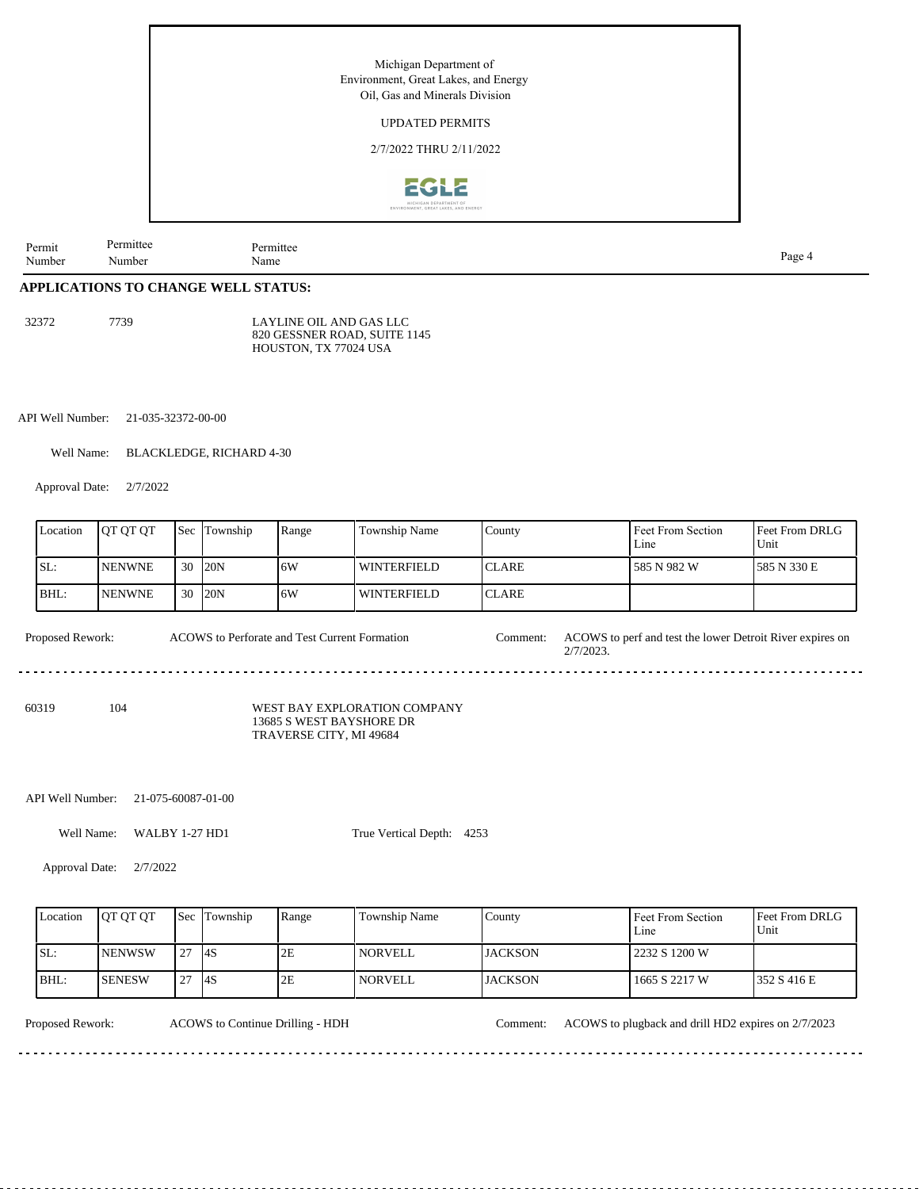Michigan Department of Environment, Great Lakes, and Energy
Oil, Gas and Minerals Division

UPDATED PERMITS

2/7/2022 THRU 2/11/2022

| Permit Number | Permittee Number | Permittee Name |
|---|---|---|

## APPLICATIONS TO CHANGE WELL STATUS:

32372 7739 LAYLINE OIL AND GAS LLC
820 GESSNER ROAD, SUITE 1145
HOUSTON, TX 77024 USA

API Well Number: 21-035-32372-00-00

Well Name: BLACKLEDGE, RICHARD 4-30

Approval Date: 2/7/2022

| Location | QT QT QT | Sec | Township | Range | Township Name | County | Feet From Section Line | Feet From DRLG Unit |
|---|---|---|---|---|---|---|---|---|
| SL: | NENWNE | 30 | 20N | 6W | WINTERFIELD | CLARE | 585 N 982 W | 585 N 330 E |
| BHL: | NENWNE | 30 | 20N | 6W | WINTERFIELD | CLARE | | |

Proposed Rework: ACOWS to Perforate and Test Current Formation

Comment: ACOWS to perf and test the lower Detroit River expires on 2/7/2023.

---

60319 104 WEST BAY EXPLORATION COMPANY
13685 S WEST BAYSHORE DR
TRAVERSE CITY, MI 49684

API Well Number: 21-075-60087-01-00

Well Name: WALBY 1-27 HD1

True Vertical Depth: 4253

Approval Date: 2/7/2022

| Location | QT QT QT | Sec | Township | Range | Township Name | County | Feet From Section Line | Feet From DRLG Unit |
|---|---|---|---|---|---|---|---|---|
| SL: | NENWSW | 27 | 4S | 2E | NORVELL | JACKSON | 2232 S 1200 W | |
| BHL: | SENESW | 27 | 4S | 2E | NORVELL | JACKSON | 1665 S 2217 W | 352 S 416 E |

Proposed Rework: ACOWS to Continue Drilling - HDH

Comment: ACOWS to plugback and drill HD2 expires on 2/7/2023

---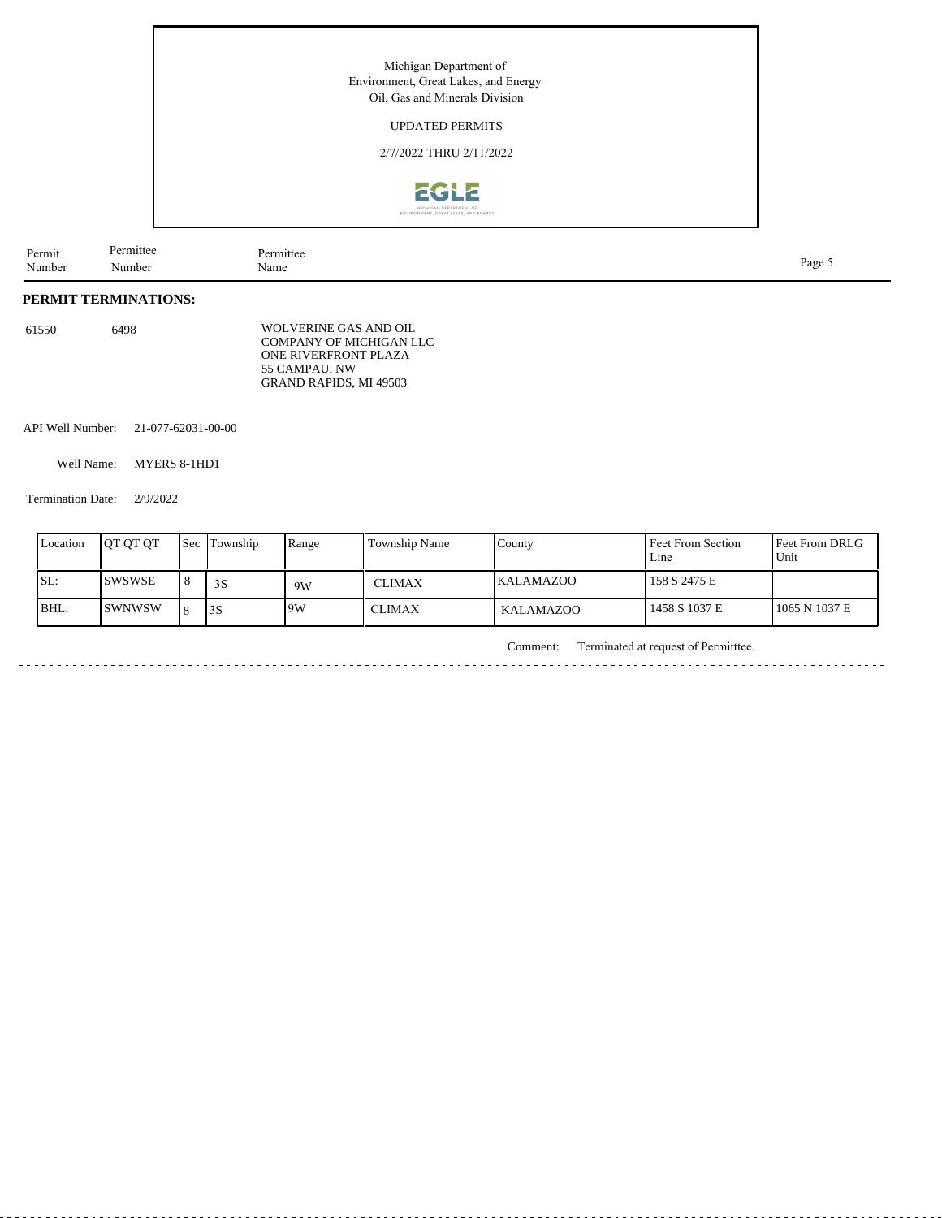Michigan Department of
Environment, Great Lakes, and Energy
Oil, Gas and Minerals Division

UPDATED PERMITS

2/7/2022 THRU 2/11/2022

| Permit Number | Permittee Number | Permittee Name |
|---|---|---|

**PERMIT TERMINATIONS:**

61550 6498 WOLVERINE GAS AND OIL COMPANY OF MICHIGAN LLC
ONE RIVERFRONT PLAZA
55 CAMPAU, NW
GRAND RAPIDS, MI 49503

API Well Number: 21-077-62031-00-00

Well Name: MYERS 8-1HD1

Termination Date: 2/9/2022

| Location | QT QT QT | Sec | Township | Range | Township Name | County | Feet From Section Line | Feet From DRLG Unit |
|---|---|---|---|---|---|---|---|---|
| SL: | SWSWSE | 8 | 3S | 9W | CLIMAX | KALAMAZOO | 158 S 2475 E | |
| BHL: | SWNWSW | 8 | 3S | 9W | CLIMAX | KALAMAZOO | 1458 S 1037 E | 1065 N 1037 E |

Comment: Terminated at request of Permitttee.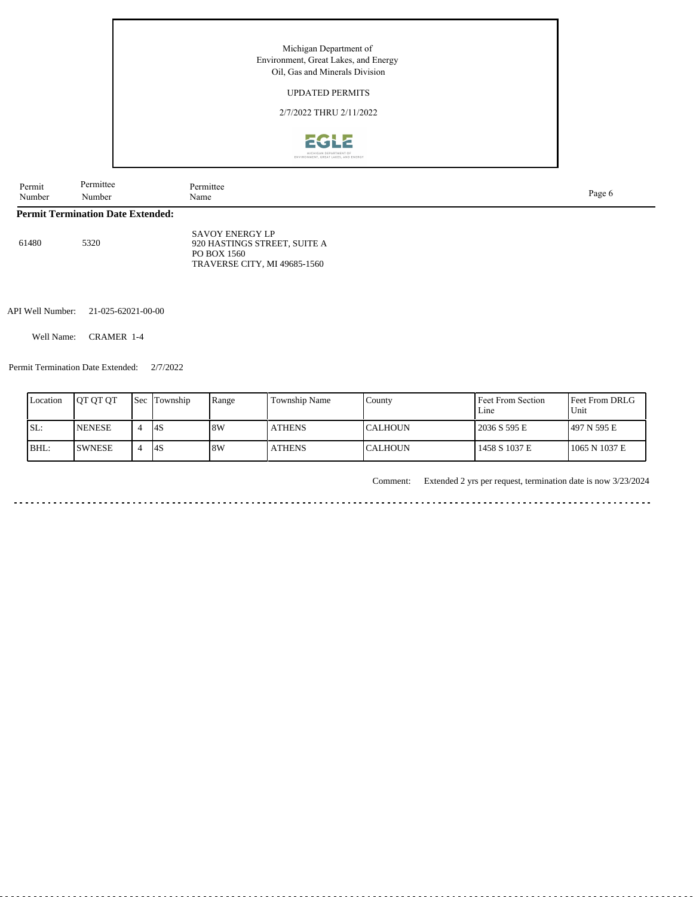Michigan Department of
Environment, Great Lakes, and Energy
Oil, Gas and Minerals Division

UPDATED PERMITS

2/7/2022 THRU 2/11/2022

| Permit Number | Permittee Number | Permittee Name |
|---|---|---|

**Permit Termination Date Extended:**

| | | |
|---|---|---|
| 61480 | 5320 | SAVOY ENERGY LP<br>920 HASTINGS STREET, SUITE A<br>PO BOX 1560<br>TRAVERSE CITY, MI 49685-1560 |

API Well Number: 21-025-62021-00-00

Well Name: CRAMER 1-4

Permit Termination Date Extended: 2/7/2022

| Location | QT QT QT | Sec | Township | Range | Township Name | County | Feet From Section Line | Feet From DRLG Unit |
|---|---|---|---|---|---|---|---|---|
| SL: | NENESE | 4 | 4S | 8W | ATHENS | CALHOUN | 2036 S 595 E | 497 N 595 E |
| BHL: | SWNESE | 4 | 4S | 8W | ATHENS | CALHOUN | 1458 S 1037 E | 1065 N 1037 E |

Comment: Extended 2 yrs per request, termination date is now 3/23/2024